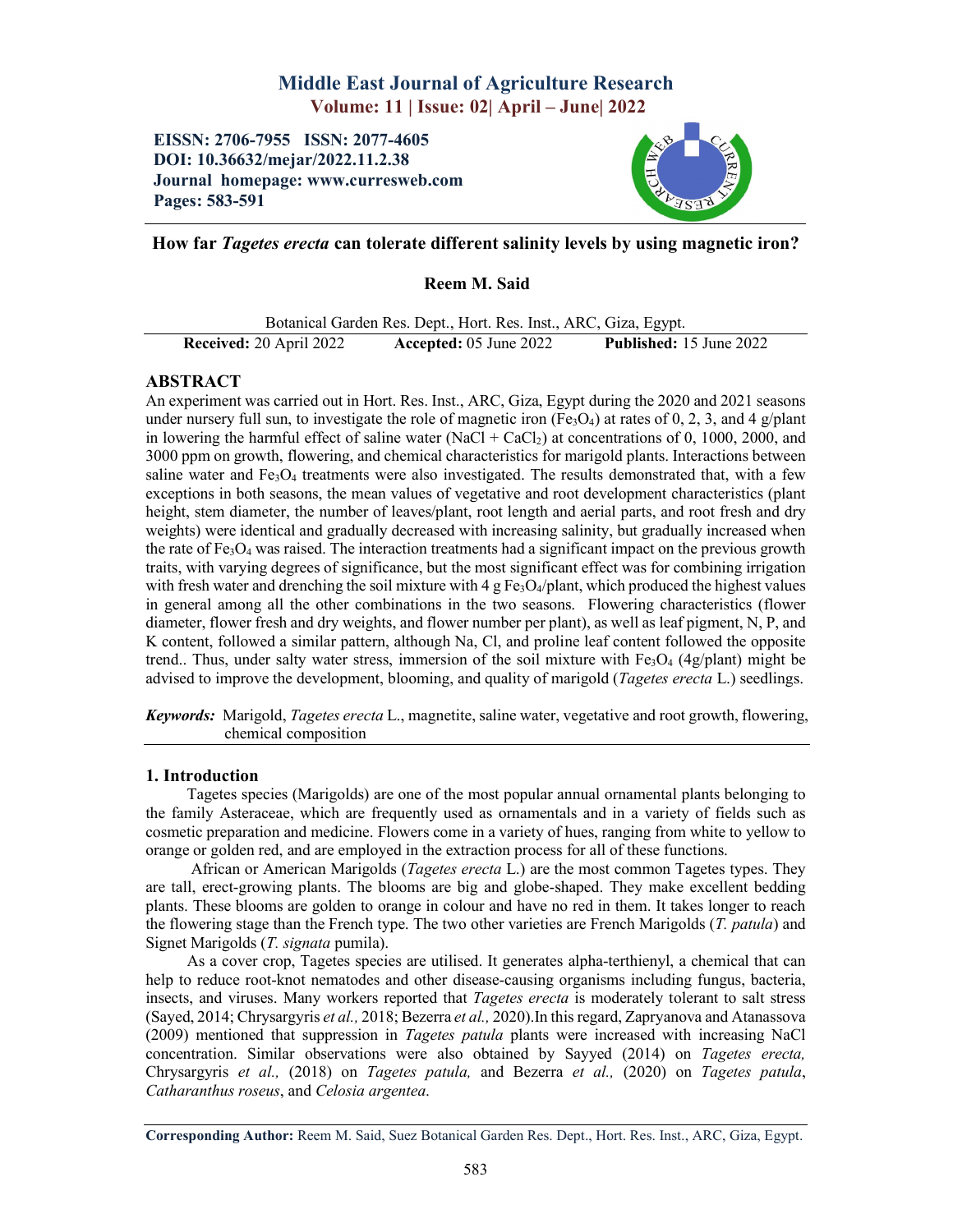# Middle East Journal of Agriculture Research

**Volume: 11 | Issue: 02| April – June| 2022**

**EISSN: 2706-7955 ISSN: 2077-4605**
**DOI: 10.36632/mejar/2022.11.2.38**
**Journal homepage: www.curresweb.com**
**Pages: 583-591**

## How far *Tagetes erecta* can tolerate different salinity levels by using magnetic iron?

**Reem M. Said**

Botanical Garden Res. Dept., Hort. Res. Inst., ARC, Giza, Egypt.

**Received:** 20 April 2022 **Accepted:** 05 June 2022 **Published:** 15 June 2022

## ABSTRACT

An experiment was carried out in Hort. Res. Inst., ARC, Giza, Egypt during the 2020 and 2021 seasons under nursery full sun, to investigate the role of magnetic iron ($Fe_3O_4$) at rates of 0, 2, 3, and 4 g/plant in lowering the harmful effect of saline water ($NaCl + CaCl_2$) at concentrations of 0, 1000, 2000, and 3000 ppm on growth, flowering, and chemical characteristics for marigold plants. Interactions between saline water and $Fe_3O_4$ treatments were also investigated. The results demonstrated that, with a few exceptions in both seasons, the mean values of vegetative and root development characteristics (plant height, stem diameter, the number of leaves/plant, root length and aerial parts, and root fresh and dry weights) were identical and gradually decreased with increasing salinity, but gradually increased when the rate of $Fe_3O_4$ was raised. The interaction treatments had a significant impact on the previous growth traits, with varying degrees of significance, but the most significant effect was for combining irrigation with fresh water and drenching the soil mixture with 4 g $Fe_3O_4$/plant, which produced the highest values in general among all the other combinations in the two seasons. Flowering characteristics (flower diameter, flower fresh and dry weights, and flower number per plant), as well as leaf pigment, N, P, and K content, followed a similar pattern, although Na, Cl, and proline leaf content followed the opposite trend.. Thus, under salty water stress, immersion of the soil mixture with $Fe_3O_4$ (4g/plant) might be advised to improve the development, blooming, and quality of marigold (*Tagetes erecta* L.) seedlings.

***Keywords:*** Marigold, *Tagetes erecta* L., magnetite, saline water, vegetative and root growth, flowering, chemical composition

## 1. Introduction

Tagetes species (Marigolds) are one of the most popular annual ornamental plants belonging to the family Asteraceae, which are frequently used as ornamentals and in a variety of fields such as cosmetic preparation and medicine. Flowers come in a variety of hues, ranging from white to yellow to orange or golden red, and are employed in the extraction process for all of these functions.

African or American Marigolds (*Tagetes erecta* L.) are the most common Tagetes types. They are tall, erect-growing plants. The blooms are big and globe-shaped. They make excellent bedding plants. These blooms are golden to orange in colour and have no red in them. It takes longer to reach the flowering stage than the French type. The two other varieties are French Marigolds (*T. patula*) and Signet Marigolds (*T. signata* pumila).

As a cover crop, Tagetes species are utilised. It generates alpha-terthienyl, a chemical that can help to reduce root-knot nematodes and other disease-causing organisms including fungus, bacteria, insects, and viruses. Many workers reported that *Tagetes erecta* is moderately tolerant to salt stress (Sayed, 2014; Chrysargyris *et al.,* 2018; Bezerra *et al.,* 2020).In this regard, Zapryanova and Atanassova (2009) mentioned that suppression in *Tagetes patula* plants were increased with increasing NaCl concentration. Similar observations were also obtained by Sayyed (2014) on *Tagetes erecta,* Chrysargyris *et al.,* (2018) on *Tagetes patula,* and Bezerra *et al.,* (2020) on *Tagetes patula*, *Catharanthus roseus*, and *Celosia argentea*.

**Corresponding Author:** Reem M. Said, Suez Botanical Garden Res. Dept., Hort. Res. Inst., ARC, Giza, Egypt.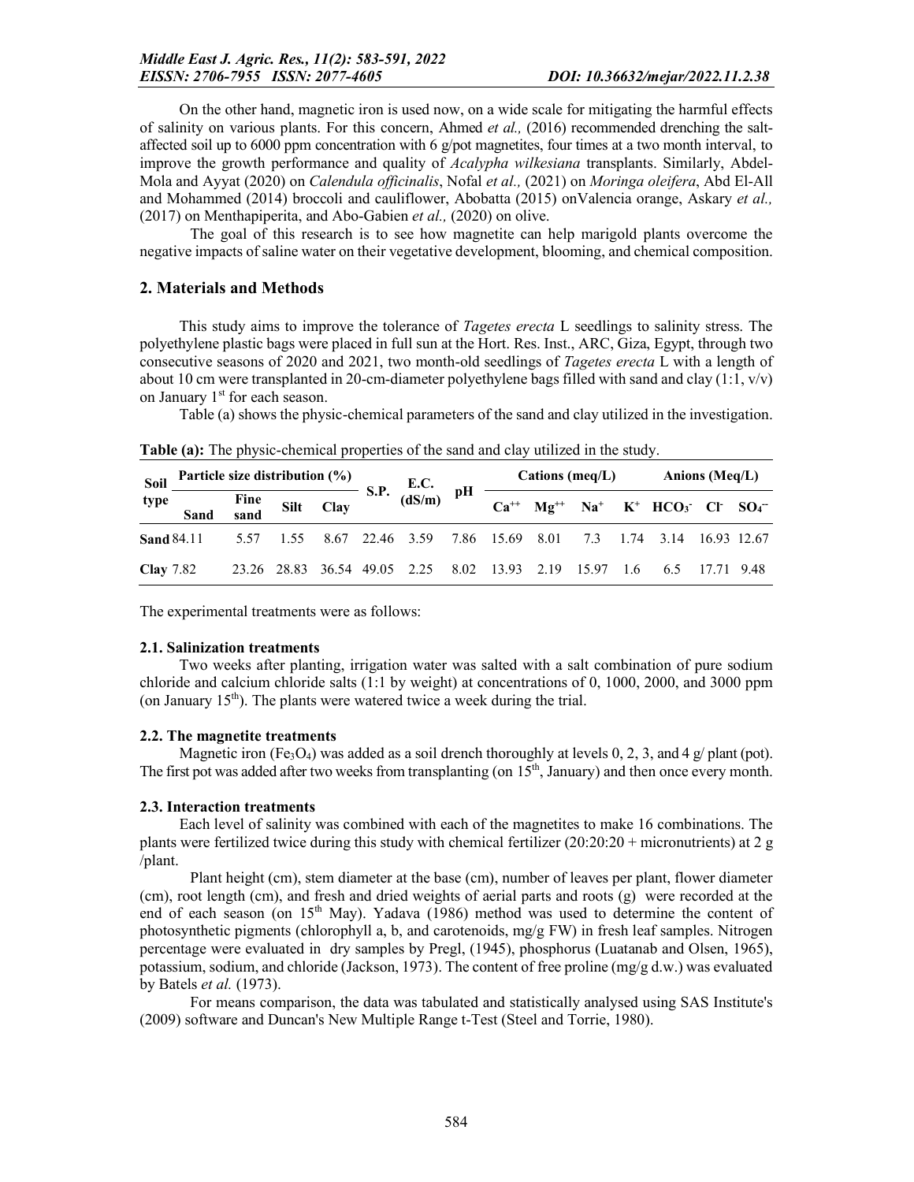On the other hand, magnetic iron is used now, on a wide scale for mitigating the harmful effects of salinity on various plants. For this concern, Ahmed *et al.,* (2016) recommended drenching the salt-affected soil up to 6000 ppm concentration with 6 g/pot magnetites, four times at a two month interval, to improve the growth performance and quality of *Acalypha wilkesiana* transplants. Similarly, Abdel-Mola and Ayyat (2020) on *Calendula officinalis*, Nofal *et al.,* (2021) on *Moringa oleifera*, Abd El-All and Mohammed (2014) broccoli and cauliflower, Abobatta (2015) onValencia orange, Askary *et al.,* (2017) on Menthapiperita, and Abo-Gabien *et al.,* (2020) on olive.

The goal of this research is to see how magnetite can help marigold plants overcome the negative impacts of saline water on their vegetative development, blooming, and chemical composition.

## 2. Materials and Methods

This study aims to improve the tolerance of *Tagetes erecta* L seedlings to salinity stress. The polyethylene plastic bags were placed in full sun at the Hort. Res. Inst., ARC, Giza, Egypt, through two consecutive seasons of 2020 and 2021, two month-old seedlings of *Tagetes erecta* L with a length of about 10 cm were transplanted in 20-cm-diameter polyethylene bags filled with sand and clay (1:1, v/v) on January 1st for each season.

Table (a) shows the physic-chemical parameters of the sand and clay utilized in the investigation.

**Table (a):** The physic-chemical properties of the sand and clay utilized in the study.

| Soil type | Particle size distribution (%) | | | | S.P. | E.C. (dS/m) | pH | Cations (meq/L) | | | | Anions (Meq/L) | | |
|---|---|---|---|---|---|---|---|---|---|---|---|---|---|---|
| | Sand | Fine sand | Silt | Clay | | | | $Ca^{++}$ | $Mg^{++}$ | $Na^{+}$ | $K^{+}$ | $HCO_3^{-}$ | $Cl^{-}$ | $SO_4^{--}$ |
| **Sand** | 84.11 | 5.57 | 1.55 | 8.67 | 22.46 | 3.59 | 7.86 | 15.69 | 8.01 | 7.3 | 1.74 | 3.14 | 16.93 | 12.67 |
| **Clay** | 7.82 | 23.26 | 28.83 | 36.54 | 49.05 | 2.25 | 8.02 | 13.93 | 2.19 | 15.97 | 1.6 | 6.5 | 17.71 | 9.48 |

The experimental treatments were as follows:

### 2.1. Salinization treatments

Two weeks after planting, irrigation water was salted with a salt combination of pure sodium chloride and calcium chloride salts (1:1 by weight) at concentrations of 0, 1000, 2000, and 3000 ppm (on January 15th). The plants were watered twice a week during the trial.

### 2.2. The magnetite treatments

Magnetic iron ($Fe_3O_4$) was added as a soil drench thoroughly at levels 0, 2, 3, and 4 g/ plant (pot). The first pot was added after two weeks from transplanting (on 15th, January) and then once every month.

### 2.3. Interaction treatments

Each level of salinity was combined with each of the magnetites to make 16 combinations. The plants were fertilized twice during this study with chemical fertilizer (20:20:20 + micronutrients) at 2 g /plant.

Plant height (cm), stem diameter at the base (cm), number of leaves per plant, flower diameter (cm), root length (cm), and fresh and dried weights of aerial parts and roots (g) were recorded at the end of each season (on 15th May). Yadava (1986) method was used to determine the content of photosynthetic pigments (chlorophyll a, b, and carotenoids, mg/g FW) in fresh leaf samples. Nitrogen percentage were evaluated in dry samples by Pregl, (1945), phosphorus (Luatanab and Olsen, 1965), potassium, sodium, and chloride (Jackson, 1973). The content of free proline (mg/g d.w.) was evaluated by Batels *et al.* (1973).

For means comparison, the data was tabulated and statistically analysed using SAS Institute's (2009) software and Duncan's New Multiple Range t-Test (Steel and Torrie, 1980).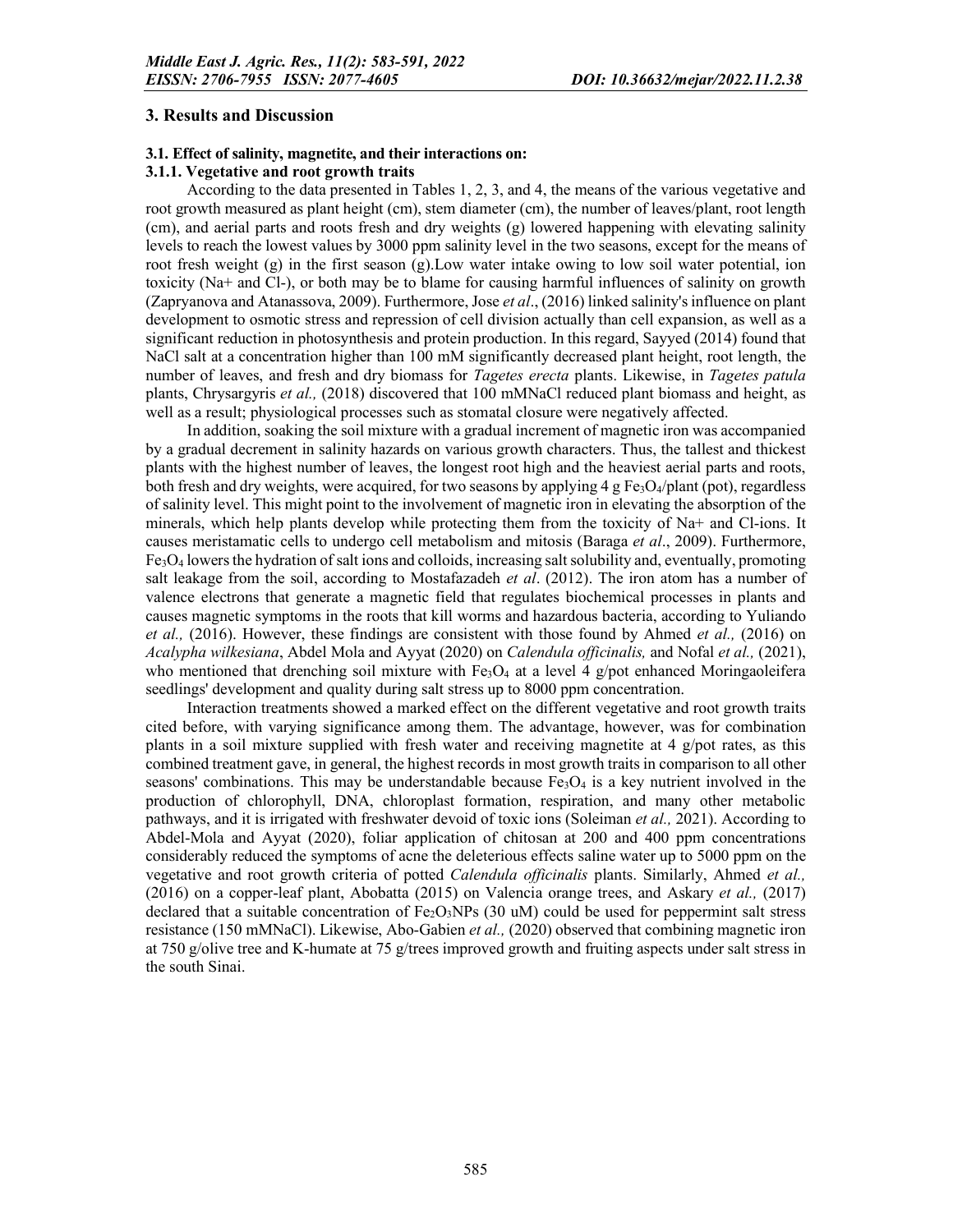## 3. Results and Discussion

### 3.1. Effect of salinity, magnetite, and their interactions on:

#### 3.1.1. Vegetative and root growth traits

According to the data presented in Tables 1, 2, 3, and 4, the means of the various vegetative and root growth measured as plant height (cm), stem diameter (cm), the number of leaves/plant, root length (cm), and aerial parts and roots fresh and dry weights (g) lowered happening with elevating salinity levels to reach the lowest values by 3000 ppm salinity level in the two seasons, except for the means of root fresh weight (g) in the first season (g).Low water intake owing to low soil water potential, ion toxicity (Na+ and Cl-), or both may be to blame for causing harmful influences of salinity on growth (Zapryanova and Atanassova, 2009). Furthermore, Jose *et al*., (2016) linked salinity's influence on plant development to osmotic stress and repression of cell division actually than cell expansion, as well as a significant reduction in photosynthesis and protein production. In this regard, Sayyed (2014) found that NaCl salt at a concentration higher than 100 mM significantly decreased plant height, root length, the number of leaves, and fresh and dry biomass for *Tagetes erecta* plants. Likewise, in *Tagetes patula* plants, Chrysargyris *et al.,* (2018) discovered that 100 mMNaCl reduced plant biomass and height, as well as a result; physiological processes such as stomatal closure were negatively affected.

In addition, soaking the soil mixture with a gradual increment of magnetic iron was accompanied by a gradual decrement in salinity hazards on various growth characters. Thus, the tallest and thickest plants with the highest number of leaves, the longest root high and the heaviest aerial parts and roots, both fresh and dry weights, were acquired, for two seasons by applying 4 g $Fe_3O_4$/plant (pot), regardless of salinity level. This might point to the involvement of magnetic iron in elevating the absorption of the minerals, which help plants develop while protecting them from the toxicity of Na+ and Cl-ions. It causes meristamatic cells to undergo cell metabolism and mitosis (Baraga *et al*., 2009). Furthermore, $Fe_3O_4$ lowers the hydration of salt ions and colloids, increasing salt solubility and, eventually, promoting salt leakage from the soil, according to Mostafazadeh *et al*. (2012). The iron atom has a number of valence electrons that generate a magnetic field that regulates biochemical processes in plants and causes magnetic symptoms in the roots that kill worms and hazardous bacteria, according to Yuliando *et al.,* (2016). However, these findings are consistent with those found by Ahmed *et al.,* (2016) on *Acalypha wilkesiana*, Abdel Mola and Ayyat (2020) on *Calendula officinalis,* and Nofal *et al.,* (2021), who mentioned that drenching soil mixture with $Fe_3O_4$ at a level 4 g/pot enhanced Moringaoleifera seedlings' development and quality during salt stress up to 8000 ppm concentration.

Interaction treatments showed a marked effect on the different vegetative and root growth traits cited before, with varying significance among them. The advantage, however, was for combination plants in a soil mixture supplied with fresh water and receiving magnetite at 4 g/pot rates, as this combined treatment gave, in general, the highest records in most growth traits in comparison to all other seasons' combinations. This may be understandable because $Fe_3O_4$ is a key nutrient involved in the production of chlorophyll, DNA, chloroplast formation, respiration, and many other metabolic pathways, and it is irrigated with freshwater devoid of toxic ions (Soleiman *et al.,* 2021). According to Abdel-Mola and Ayyat (2020), foliar application of chitosan at 200 and 400 ppm concentrations considerably reduced the symptoms of acne the deleterious effects saline water up to 5000 ppm on the vegetative and root growth criteria of potted *Calendula officinalis* plants. Similarly, Ahmed *et al.,* (2016) on a copper-leaf plant, Abobatta (2015) on Valencia orange trees, and Askary *et al.,* (2017) declared that a suitable concentration of $Fe_2O_3$NPs (30 uM) could be used for peppermint salt stress resistance (150 mMNaCl). Likewise, Abo-Gabien *et al.,* (2020) observed that combining magnetic iron at 750 g/olive tree and K-humate at 75 g/trees improved growth and fruiting aspects under salt stress in the south Sinai.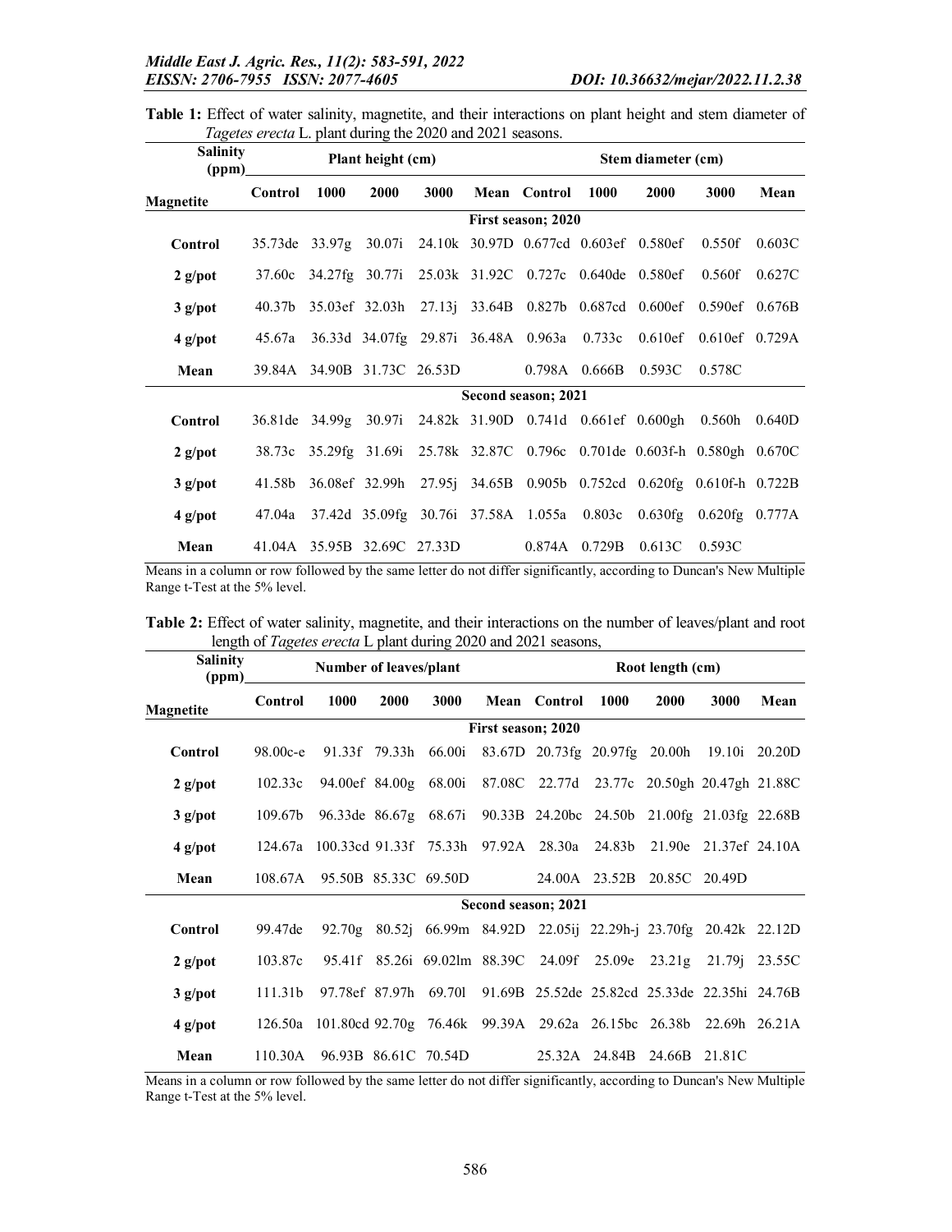**Table 1:** Effect of water salinity, magnetite, and their interactions on plant height and stem diameter of *Tagetes erecta* L. plant during the 2020 and 2021 seasons.

| Salinity (ppm) / Magnetite | Plant height (cm) | | | | | Stem diameter (cm) | | | | |
|---|---|---|---|---|---|---|---|---|---|---|
| | Control | 1000 | 2000 | 3000 | Mean | Control | 1000 | 2000 | 3000 | Mean |
| | **First season; 2020** | | | | | | | | | |
| **Control** | 35.73de | 33.97g | 30.07i | 24.10k | 30.97D | 0.677cd | 0.603ef | 0.580ef | 0.550f | 0.603C |
| **2 g/pot** | 37.60c | 34.27fg | 30.77i | 25.03k | 31.92C | 0.727c | 0.640de | 0.580ef | 0.560f | 0.627C |
| **3 g/pot** | 40.37b | 35.03ef | 32.03h | 27.13j | 33.64B | 0.827b | 0.687cd | 0.600ef | 0.590ef | 0.676B |
| **4 g/pot** | 45.67a | 36.33d | 34.07fg | 29.87i | 36.48A | 0.963a | 0.733c | 0.610ef | 0.610ef | 0.729A |
| **Mean** | 39.84A | 34.90B | 31.73C | 26.53D | | 0.798A | 0.666B | 0.593C | 0.578C | |
| | **Second season; 2021** | | | | | | | | | |
| **Control** | 36.81de | 34.99g | 30.97i | 24.82k | 31.90D | 0.741d | 0.661ef | 0.600gh | 0.560h | 0.640D |
| **2 g/pot** | 38.73c | 35.29fg | 31.69i | 25.78k | 32.87C | 0.796c | 0.701de | 0.603f-h | 0.580gh | 0.670C |
| **3 g/pot** | 41.58b | 36.08ef | 32.99h | 27.95j | 34.65B | 0.905b | 0.752cd | 0.620fg | 0.610f-h | 0.722B |
| **4 g/pot** | 47.04a | 37.42d | 35.09fg | 30.76i | 37.58A | 1.055a | 0.803c | 0.630fg | 0.620fg | 0.777A |
| **Mean** | 41.04A | 35.95B | 32.69C | 27.33D | | 0.874A | 0.729B | 0.613C | 0.593C | |

Means in a column or row followed by the same letter do not differ significantly, according to Duncan's New Multiple Range t-Test at the 5% level.

**Table 2:** Effect of water salinity, magnetite, and their interactions on the number of leaves/plant and root length of *Tagetes erecta* L plant during 2020 and 2021 seasons,

| Salinity (ppm) / Magnetite | Number of leaves/plant | | | | | Root length (cm) | | | | |
|---|---|---|---|---|---|---|---|---|---|---|
| | Control | 1000 | 2000 | 3000 | Mean | Control | 1000 | 2000 | 3000 | Mean |
| | **First season; 2020** | | | | | | | | | |
| **Control** | 98.00c-e | 91.33f | 79.33h | 66.00i | 83.67D | 20.73fg | 20.97fg | 20.00h | 19.10i | 20.20D |
| **2 g/pot** | 102.33c | 94.00ef | 84.00g | 68.00i | 87.08C | 22.77d | 23.77c | 20.50gh | 20.47gh | 21.88C |
| **3 g/pot** | 109.67b | 96.33de | 86.67g | 68.67i | 90.33B | 24.20bc | 24.50b | 21.00fg | 21.03fg | 22.68B |
| **4 g/pot** | 124.67a | 100.33cd | 91.33f | 75.33h | 97.92A | 28.30a | 24.83b | 21.90e | 21.37ef | 24.10A |
| **Mean** | 108.67A | 95.50B | 85.33C | 69.50D | | 24.00A | 23.52B | 20.85C | 20.49D | |
| | **Second season; 2021** | | | | | | | | | |
| **Control** | 99.47de | 92.70g | 80.52j | 66.99m | 84.92D | 22.05ij | 22.29h-j | 23.70fg | 20.42k | 22.12D |
| **2 g/pot** | 103.87c | 95.41f | 85.26i | 69.02lm | 88.39C | 24.09f | 25.09e | 23.21g | 21.79j | 23.55C |
| **3 g/pot** | 111.31b | 97.78ef | 87.97h | 69.70l | 91.69B | 25.52de | 25.82cd | 25.33de | 22.35hi | 24.76B |
| **4 g/pot** | 126.50a | 101.80cd | 92.70g | 76.46k | 99.39A | 29.62a | 26.15bc | 26.38b | 22.69h | 26.21A |
| **Mean** | 110.30A | 96.93B | 86.61C | 70.54D | | 25.32A | 24.84B | 24.66B | 21.81C | |

Means in a column or row followed by the same letter do not differ significantly, according to Duncan's New Multiple Range t-Test at the 5% level.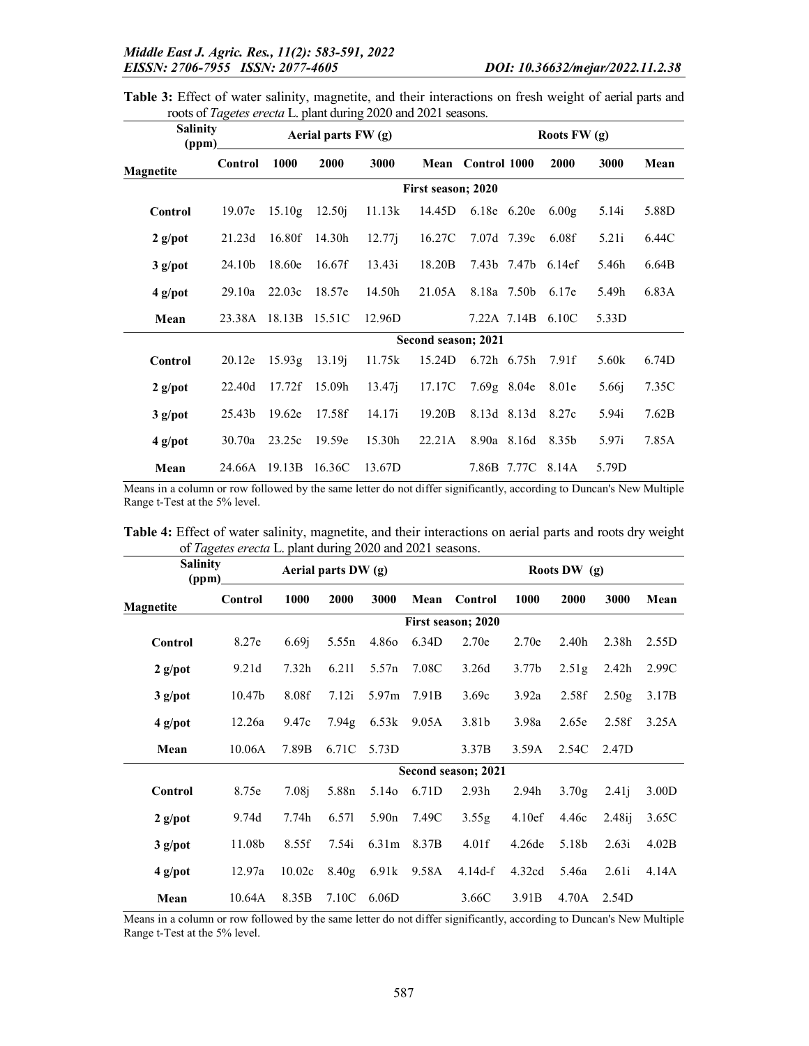**Table 3:** Effect of water salinity, magnetite, and their interactions on fresh weight of aerial parts and roots of *Tagetes erecta* L. plant during 2020 and 2021 seasons.

| Salinity (ppm) / Magnetite | Aerial parts FW (g) | | | | | Roots FW (g) | | | | |
|---|---|---|---|---|---|---|---|---|---|---|
| | Control | 1000 | 2000 | 3000 | Mean | Control | 1000 | 2000 | 3000 | Mean |
| | **First season; 2020** | | | | | | | | | |
| **Control** | 19.07e | 15.10g | 12.50j | 11.13k | 14.45D | 6.18e | 6.20e | 6.00g | 5.14i | 5.88D |
| **2 g/pot** | 21.23d | 16.80f | 14.30h | 12.77j | 16.27C | 7.07d | 7.39c | 6.08f | 5.21i | 6.44C |
| **3 g/pot** | 24.10b | 18.60e | 16.67f | 13.43i | 18.20B | 7.43b | 7.47b | 6.14ef | 5.46h | 6.64B |
| **4 g/pot** | 29.10a | 22.03c | 18.57e | 14.50h | 21.05A | 8.18a | 7.50b | 6.17e | 5.49h | 6.83A |
| **Mean** | 23.38A | 18.13B | 15.51C | 12.96D | | 7.22A | 7.14B | 6.10C | 5.33D | |
| | **Second season; 2021** | | | | | | | | | |
| **Control** | 20.12e | 15.93g | 13.19j | 11.75k | 15.24D | 6.72h | 6.75h | 7.91f | 5.60k | 6.74D |
| **2 g/pot** | 22.40d | 17.72f | 15.09h | 13.47j | 17.17C | 7.69g | 8.04e | 8.01e | 5.66j | 7.35C |
| **3 g/pot** | 25.43b | 19.62e | 17.58f | 14.17i | 19.20B | 8.13d | 8.13d | 8.27c | 5.94i | 7.62B |
| **4 g/pot** | 30.70a | 23.25c | 19.59e | 15.30h | 22.21A | 8.90a | 8.16d | 8.35b | 5.97i | 7.85A |
| **Mean** | 24.66A | 19.13B | 16.36C | 13.67D | | 7.86B | 7.77C | 8.14A | 5.79D | |

Means in a column or row followed by the same letter do not differ significantly, according to Duncan's New Multiple Range t-Test at the 5% level.

**Table 4:** Effect of water salinity, magnetite, and their interactions on aerial parts and roots dry weight of *Tagetes erecta* L. plant during 2020 and 2021 seasons.

| Salinity (ppm) / Magnetite | Aerial parts DW (g) | | | | | Roots DW (g) | | | | |
|---|---|---|---|---|---|---|---|---|---|---|
| | Control | 1000 | 2000 | 3000 | Mean | Control | 1000 | 2000 | 3000 | Mean |
| | **First season; 2020** | | | | | | | | | |
| **Control** | 8.27e | 6.69j | 5.55n | 4.86o | 6.34D | 2.70e | 2.70e | 2.40h | 2.38h | 2.55D |
| **2 g/pot** | 9.21d | 7.32h | 6.21l | 5.57n | 7.08C | 3.26d | 3.77b | 2.51g | 2.42h | 2.99C |
| **3 g/pot** | 10.47b | 8.08f | 7.12i | 5.97m | 7.91B | 3.69c | 3.92a | 2.58f | 2.50g | 3.17B |
| **4 g/pot** | 12.26a | 9.47c | 7.94g | 6.53k | 9.05A | 3.81b | 3.98a | 2.65e | 2.58f | 3.25A |
| **Mean** | 10.06A | 7.89B | 6.71C | 5.73D | | 3.37B | 3.59A | 2.54C | 2.47D | |
| | **Second season; 2021** | | | | | | | | | |
| **Control** | 8.75e | 7.08j | 5.88n | 5.14o | 6.71D | 2.93h | 2.94h | 3.70g | 2.41j | 3.00D |
| **2 g/pot** | 9.74d | 7.74h | 6.57l | 5.90n | 7.49C | 3.55g | 4.10ef | 4.46c | 2.48ij | 3.65C |
| **3 g/pot** | 11.08b | 8.55f | 7.54i | 6.31m | 8.37B | 4.01f | 4.26de | 5.18b | 2.63i | 4.02B |
| **4 g/pot** | 12.97a | 10.02c | 8.40g | 6.91k | 9.58A | 4.14d-f | 4.32cd | 5.46a | 2.61i | 4.14A |
| **Mean** | 10.64A | 8.35B | 7.10C | 6.06D | | 3.66C | 3.91B | 4.70A | 2.54D | |

Means in a column or row followed by the same letter do not differ significantly, according to Duncan's New Multiple Range t-Test at the 5% level.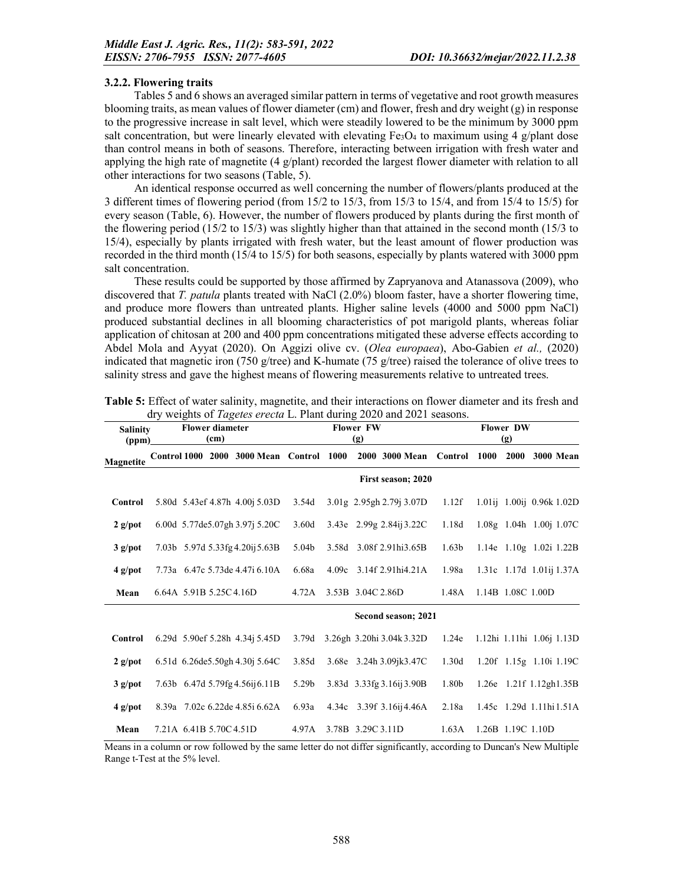### 3.2.2. Flowering traits

Tables 5 and 6 shows an averaged similar pattern in terms of vegetative and root growth measures blooming traits, as mean values of flower diameter (cm) and flower, fresh and dry weight (g) in response to the progressive increase in salt level, which were steadily lowered to be the minimum by 3000 ppm salt concentration, but were linearly elevated with elevating $Fe_3O_4$ to maximum using 4 g/plant dose than control means in both of seasons. Therefore, interacting between irrigation with fresh water and applying the high rate of magnetite (4 g/plant) recorded the largest flower diameter with relation to all other interactions for two seasons (Table, 5).

An identical response occurred as well concerning the number of flowers/plants produced at the 3 different times of flowering period (from 15/2 to 15/3, from 15/3 to 15/4, and from 15/4 to 15/5) for every season (Table, 6). However, the number of flowers produced by plants during the first month of the flowering period (15/2 to 15/3) was slightly higher than that attained in the second month (15/3 to 15/4), especially by plants irrigated with fresh water, but the least amount of flower production was recorded in the third month (15/4 to 15/5) for both seasons, especially by plants watered with 3000 ppm salt concentration.

These results could be supported by those affirmed by Zapryanova and Atanassova (2009), who discovered that *T. patula* plants treated with NaCl (2.0%) bloom faster, have a shorter flowering time, and produce more flowers than untreated plants. Higher saline levels (4000 and 5000 ppm NaCl) produced substantial declines in all blooming characteristics of pot marigold plants, whereas foliar application of chitosan at 200 and 400 ppm concentrations mitigated these adverse effects according to Abdel Mola and Ayyat (2020). On Aggizi olive cv. (*Olea europaea*), Abo-Gabien *et al.,* (2020) indicated that magnetic iron (750 g/tree) and K-humate (75 g/tree) raised the tolerance of olive trees to salinity stress and gave the highest means of flowering measurements relative to untreated trees.

**Table 5:** Effect of water salinity, magnetite, and their interactions on flower diameter and its fresh and dry weights of *Tagetes erecta* L. Plant during 2020 and 2021 seasons.

| Salinity (ppm) | Flower diameter (cm) | | | | | Flower FW (g) | | | | | Flower DW (g) | | | | |
|---|---|---|---|---|---|---|---|---|---|---|---|---|---|---|---|
| Magnetite | Control | 1000 | 2000 | 3000 | Mean | Control | 1000 | 2000 | 3000 | Mean | Control | 1000 | 2000 | 3000 | Mean |
| | **First season; 2020** | | | | | | | | | | | | | | |
| **Control** | 5.80d | 5.43ef | 4.87h | 4.00j | 5.03D | 3.54d | 3.01g | 2.95gh | 2.79j | 3.07D | 1.12f | 1.01ij | 1.00ij | 0.96k | 1.02D |
| **2 g/pot** | 6.00d | 5.77de | 5.07gh | 3.97j | 5.20C | 3.60d | 3.43e | 2.99g | 2.84ij | 3.22C | 1.18d | 1.08g | 1.04h | 1.00j | 1.07C |
| **3 g/pot** | 7.03b | 5.97d | 5.33fg | 4.20ij | 5.63B | 5.04b | 3.58d | 3.08f | 2.91hi | 3.65B | 1.63b | 1.14e | 1.10g | 1.02i | 1.22B |
| **4 g/pot** | 7.73a | 6.47c | 5.73de | 4.47i | 6.10A | 6.68a | 4.09c | 3.14f | 2.91hi | 4.21A | 1.98a | 1.31c | 1.17d | 1.01ij | 1.37A |
| **Mean** | 6.64A | 5.91B | 5.25C | 4.16D | | 4.72A | 3.53B | 3.04C | 2.86D | | 1.48A | 1.14B | 1.08C | 1.00D | |
| | **Second season; 2021** | | | | | | | | | | | | | | |
| **Control** | 6.29d | 5.90ef | 5.28h | 4.34j | 5.45D | 3.79d | 3.26gh | 3.20hi | 3.04k | 3.32D | 1.24e | 1.12hi | 1.11hi | 1.06j | 1.13D |
| **2 g/pot** | 6.51d | 6.26de | 5.50gh | 4.30j | 5.64C | 3.85d | 3.68e | 3.24h | 3.09jk | 3.47C | 1.30d | 1.20f | 1.15g | 1.10i | 1.19C |
| **3 g/pot** | 7.63b | 6.47d | 5.79fg | 4.56ij | 6.11B | 5.29b | 3.83d | 3.33g | 3.16ij | 3.90B | 1.80b | 1.26e | 1.21f | 1.12gh | 1.35B |
| **4 g/pot** | 8.39a | 7.02c | 6.22de | 4.85i | 6.62A | 6.93a | 4.34c | 3.39f | 3.16ij | 4.46A | 2.18a | 1.45c | 1.29d | 1.11hi | 1.51A |
| **Mean** | 7.21A | 6.41B | 5.70C | 4.51D | | 4.97A | 3.78B | 3.29C | 3.11D | | 1.63A | 1.26B | 1.19C | 1.10D | |

Means in a column or row followed by the same letter do not differ significantly, according to Duncan's New Multiple Range t-Test at the 5% level.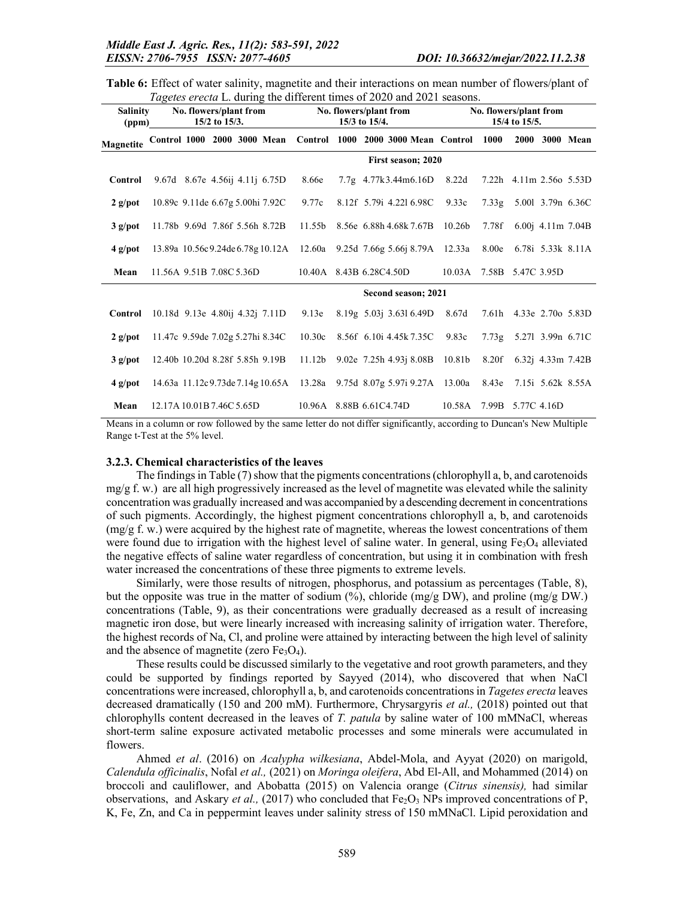**Table 6:** Effect of water salinity, magnetite and their interactions on mean number of flowers/plant of *Tagetes erecta* L. during the different times of 2020 and 2021 seasons.

| Salinity (ppm) | No. flowers/plant from 15/2 to 15/3. | | | | | No. flowers/plant from 15/3 to 15/4. | | | | | No. flowers/plant from 15/4 to 15/5. | | | | |
|---|---|---|---|---|---|---|---|---|---|---|---|---|---|---|---|
| Magnetite | Control | 1000 | 2000 | 3000 | Mean | Control | 1000 | 2000 | 3000 | Mean | Control | 1000 | 2000 | 3000 | Mean |
| | | | | | | First season; 2020 | | | | | | | | | |
| Control | 9.67d | 8.67e | 4.56ij | 4.11j | 6.75D | 8.66e | 7.7g | 4.77k | 3.44m | 6.16D | 8.22d | 7.22h | 4.11m | 2.56o | 5.53D |
| 2 g/pot | 10.89c | 9.11de | 6.67g | 5.00hi | 7.92C | 9.77c | 8.12f | 5.79i | 4.22l | 6.98C | 9.33c | 7.33g | 5.00l | 3.79n | 6.36C |
| 3 g/pot | 11.78b | 9.69d | 7.86f | 5.56h | 8.72B | 11.55b | 8.56e | 6.88h | 4.68k | 7.67B | 10.26b | 7.78f | 6.00j | 4.11m | 7.04B |
| 4 g/pot | 13.89a | 10.56c | 9.24de | 6.78g | 10.12A | 12.60a | 9.25d | 7.66g | 5.66j | 8.79A | 12.33a | 8.00e | 6.78i | 5.33k | 8.11A |
| Mean | 11.56A | 9.51B | 7.08C | 5.36D | | 10.40A | 8.43B | 6.28C | 4.50D | | 10.03A | 7.58B | 5.47C | 3.95D | |
| | | | | | | Second season; 2021 | | | | | | | | | |
| Control | 10.18d | 9.13e | 4.80ij | 4.32j | 7.11D | 9.13e | 8.19g | 5.03j | 3.63l | 6.49D | 8.67d | 7.61h | 4.33e | 2.70o | 5.83D |
| 2 g/pot | 11.47c | 9.59de | 7.02g | 5.27hi | 8.34C | 10.30c | 8.56f | 6.10i | 4.45k | 7.35C | 9.83c | 7.73g | 5.27l | 3.99n | 6.71C |
| 3 g/pot | 12.40b | 10.20d | 8.28f | 5.85h | 9.19B | 11.12b | 9.02e | 7.25h | 4.93j | 8.08B | 10.81b | 8.20f | 6.32j | 4.33m | 7.42B |
| 4 g/pot | 14.63a | 11.12c | 9.73de | 7.14g | 10.65A | 13.28a | 9.75d | 8.07g | 5.97i | 9.27A | 13.00a | 8.43e | 7.15i | 5.62k | 8.55A |
| Mean | 12.17A | 10.01B | 7.46C | 5.65D | | 10.96A | 8.88B | 6.61C | 4.74D | | 10.58A | 7.99B | 5.77C | 4.16D | |

Means in a column or row followed by the same letter do not differ significantly, according to Duncan's New Multiple Range t-Test at the 5% level.

### 3.2.3. Chemical characteristics of the leaves

The findings in Table (7) show that the pigments concentrations (chlorophyll a, b, and carotenoids mg/g f. w.) are all high progressively increased as the level of magnetite was elevated while the salinity concentration was gradually increased and was accompanied by a descending decrement in concentrations of such pigments. Accordingly, the highest pigment concentrations chlorophyll a, b, and carotenoids (mg/g f. w.) were acquired by the highest rate of magnetite, whereas the lowest concentrations of them were found due to irrigation with the highest level of saline water. In general, using $Fe_3O_4$ alleviated the negative effects of saline water regardless of concentration, but using it in combination with fresh water increased the concentrations of these three pigments to extreme levels.

Similarly, were those results of nitrogen, phosphorus, and potassium as percentages (Table, 8), but the opposite was true in the matter of sodium (%), chloride (mg/g DW), and proline (mg/g DW.) concentrations (Table, 9), as their concentrations were gradually decreased as a result of increasing magnetic iron dose, but were linearly increased with increasing salinity of irrigation water. Therefore, the highest records of Na, Cl, and proline were attained by interacting between the high level of salinity and the absence of magnetite (zero $Fe_3O_4$).

These results could be discussed similarly to the vegetative and root growth parameters, and they could be supported by findings reported by Sayyed (2014), who discovered that when NaCl concentrations were increased, chlorophyll a, b, and carotenoids concentrations in *Tagetes erecta* leaves decreased dramatically (150 and 200 mM). Furthermore, Chrysargyris *et al.,* (2018) pointed out that chlorophylls content decreased in the leaves of *T. patula* by saline water of 100 mMNaCl, whereas short-term saline exposure activated metabolic processes and some minerals were accumulated in flowers.

Ahmed *et al*. (2016) on *Acalypha wilkesiana*, Abdel-Mola, and Ayyat (2020) on marigold, *Calendula officinalis*, Nofal *et al.,* (2021) on *Moringa oleifera*, Abd El-All, and Mohammed (2014) on broccoli and cauliflower, and Abobatta (2015) on Valencia orange (*Citrus sinensis),* had similar observations, and Askary *et al.,* (2017) who concluded that $Fe_2O_3$ NPs improved concentrations of P, K, Fe, Zn, and Ca in peppermint leaves under salinity stress of 150 mMNaCl. Lipid peroxidation and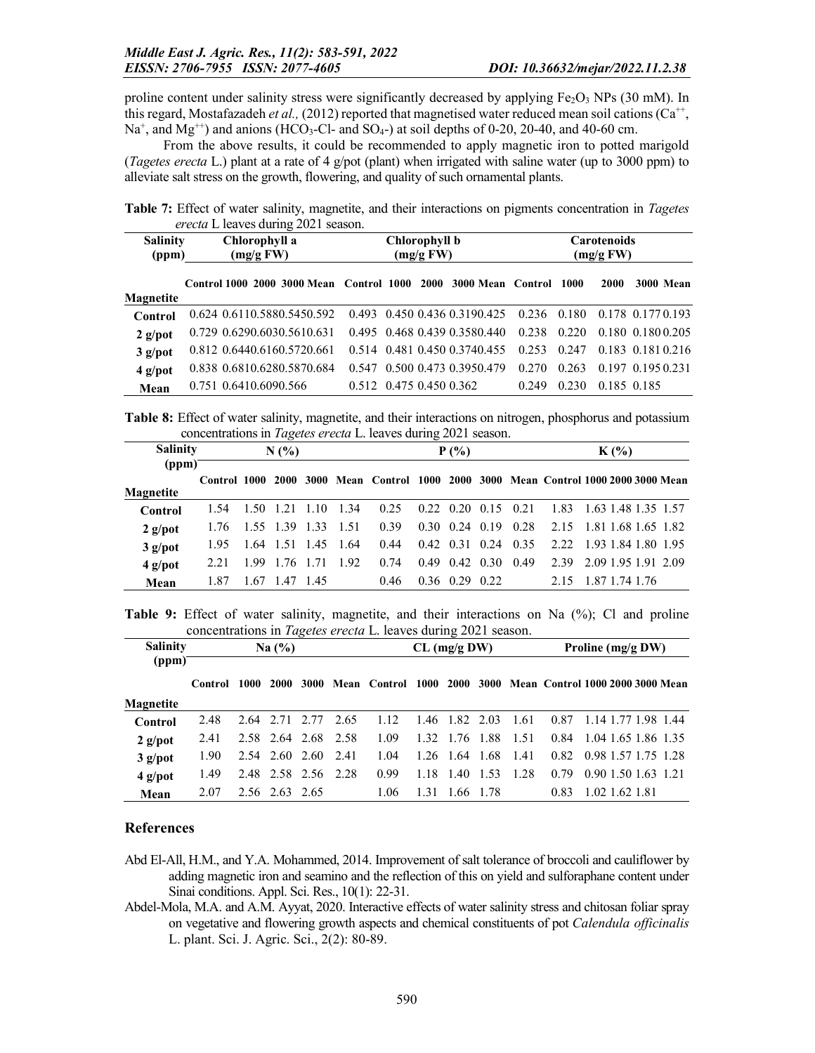proline content under salinity stress were significantly decreased by applying $Fe_2O_3$ NPs (30 mM). In this regard, Mostafazadeh *et al.,* (2012) reported that magnetised water reduced mean soil cations ($Ca^{++}$, $Na^{+}$, and $Mg^{++}$) and anions ($HCO_3$-Cl- and $SO_4$-) at soil depths of 0-20, 20-40, and 40-60 cm.

From the above results, it could be recommended to apply magnetic iron to potted marigold (*Tagetes erecta* L.) plant at a rate of 4 g/pot (plant) when irrigated with saline water (up to 3000 ppm) to alleviate salt stress on the growth, flowering, and quality of such ornamental plants.

**Table 7:** Effect of water salinity, magnetite, and their interactions on pigments concentration in *Tagetes erecta* L leaves during 2021 season.

| Salinity (ppm) | Chlorophyll a (mg/g FW) | | | | | Chlorophyll b (mg/g FW) | | | | | Carotenoids (mg/g FW) | | | | |
|---|---|---|---|---|---|---|---|---|---|---|---|---|---|---|---|
| Magnetite | Control | 1000 | 2000 | 3000 | Mean | Control | 1000 | 2000 | 3000 | Mean | Control | 1000 | 2000 | 3000 | Mean |
| Control | 0.624 | 0.611 | 0.588 | 0.545 | 0.592 | 0.493 | 0.450 | 0.436 | 0.319 | 0.425 | 0.236 | 0.180 | 0.178 | 0.177 | 0.193 |
| 2 g/pot | 0.729 | 0.629 | 0.603 | 0.561 | 0.631 | 0.495 | 0.468 | 0.439 | 0.358 | 0.440 | 0.238 | 0.220 | 0.180 | 0.180 | 0.205 |
| 3 g/pot | 0.812 | 0.644 | 0.616 | 0.572 | 0.661 | 0.514 | 0.481 | 0.450 | 0.374 | 0.455 | 0.253 | 0.247 | 0.183 | 0.181 | 0.216 |
| 4 g/pot | 0.838 | 0.681 | 0.628 | 0.587 | 0.684 | 0.547 | 0.500 | 0.473 | 0.395 | 0.479 | 0.270 | 0.263 | 0.197 | 0.195 | 0.231 |
| Mean | 0.751 | 0.641 | 0.609 | 0.566 | | 0.512 | 0.475 | 0.450 | 0.362 | | 0.249 | 0.230 | 0.185 | 0.185 | |

**Table 8:** Effect of water salinity, magnetite, and their interactions on nitrogen, phosphorus and potassium concentrations in *Tagetes erecta* L. leaves during 2021 season.

| Salinity (ppm) | N (%) | | | | | P (%) | | | | | K (%) | | | | |
|---|---|---|---|---|---|---|---|---|---|---|---|---|---|---|---|
| Magnetite | Control | 1000 | 2000 | 3000 | Mean | Control | 1000 | 2000 | 3000 | Mean | Control | 1000 | 2000 | 3000 | Mean |
| Control | 1.54 | 1.50 | 1.21 | 1.10 | 1.34 | 0.25 | 0.22 | 0.20 | 0.15 | 0.21 | 1.83 | 1.63 | 1.48 | 1.35 | 1.57 |
| 2 g/pot | 1.76 | 1.55 | 1.39 | 1.33 | 1.51 | 0.39 | 0.30 | 0.24 | 0.19 | 0.28 | 2.15 | 1.81 | 1.68 | 1.65 | 1.82 |
| 3 g/pot | 1.95 | 1.64 | 1.51 | 1.45 | 1.64 | 0.44 | 0.42 | 0.31 | 0.24 | 0.35 | 2.22 | 1.93 | 1.84 | 1.80 | 1.95 |
| 4 g/pot | 2.21 | 1.99 | 1.76 | 1.71 | 1.92 | 0.74 | 0.49 | 0.42 | 0.30 | 0.49 | 2.39 | 2.09 | 1.95 | 1.91 | 2.09 |
| Mean | 1.87 | 1.67 | 1.47 | 1.45 | | 0.46 | 0.36 | 0.29 | 0.22 | | 2.15 | 1.87 | 1.74 | 1.76 | |

**Table 9:** Effect of water salinity, magnetite, and their interactions on Na (%); Cl and proline concentrations in *Tagetes erecta* L. leaves during 2021 season.

| Salinity (ppm) | Na (%) | | | | | CL (mg/g DW) | | | | | Proline (mg/g DW) | | | | |
|---|---|---|---|---|---|---|---|---|---|---|---|---|---|---|---|
| Magnetite | Control | 1000 | 2000 | 3000 | Mean | Control | 1000 | 2000 | 3000 | Mean | Control | 1000 | 2000 | 3000 | Mean |
| Control | 2.48 | 2.64 | 2.71 | 2.77 | 2.65 | 1.12 | 1.46 | 1.82 | 2.03 | 1.61 | 0.87 | 1.14 | 1.77 | 1.98 | 1.44 |
| 2 g/pot | 2.41 | 2.58 | 2.64 | 2.68 | 2.58 | 1.09 | 1.32 | 1.76 | 1.88 | 1.51 | 0.84 | 1.04 | 1.65 | 1.86 | 1.35 |
| 3 g/pot | 1.90 | 2.54 | 2.60 | 2.60 | 2.41 | 1.04 | 1.26 | 1.64 | 1.68 | 1.41 | 0.82 | 0.98 | 1.57 | 1.75 | 1.28 |
| 4 g/pot | 1.49 | 2.48 | 2.58 | 2.56 | 2.28 | 0.99 | 1.18 | 1.40 | 1.53 | 1.28 | 0.79 | 0.90 | 1.50 | 1.63 | 1.21 |
| Mean | 2.07 | 2.56 | 2.63 | 2.65 | | 1.06 | 1.31 | 1.66 | 1.78 | | 0.83 | 1.02 | 1.62 | 1.81 | |

## References

Abd El-All, H.M., and Y.A. Mohammed, 2014. Improvement of salt tolerance of broccoli and cauliflower by adding magnetic iron and seamino and the reflection of this on yield and sulforaphane content under Sinai conditions. Appl. Sci. Res., 10(1): 22-31.

Abdel-Mola, M.A. and A.M. Ayyat, 2020. Interactive effects of water salinity stress and chitosan foliar spray on vegetative and flowering growth aspects and chemical constituents of pot *Calendula officinalis* L. plant. Sci. J. Agric. Sci., 2(2): 80-89.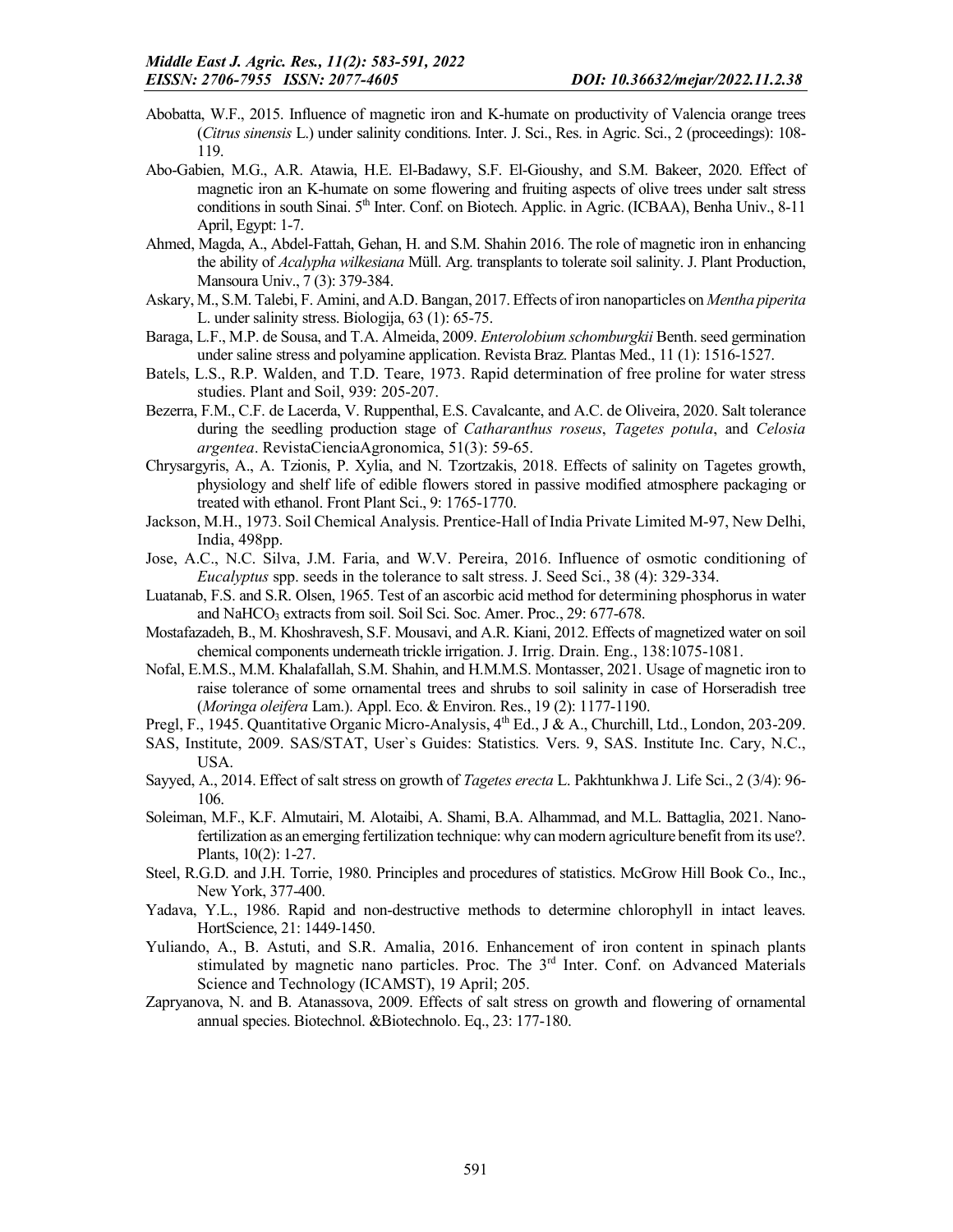Abobatta, W.F., 2015. Influence of magnetic iron and K-humate on productivity of Valencia orange trees (*Citrus sinensis* L.) under salinity conditions. Inter. J. Sci., Res. in Agric. Sci., 2 (proceedings): 108-119.

Abo-Gabien, M.G., A.R. Atawia, H.E. El-Badawy, S.F. El-Gioushy, and S.M. Bakeer, 2020. Effect of magnetic iron an K-humate on some flowering and fruiting aspects of olive trees under salt stress conditions in south Sinai. 5th Inter. Conf. on Biotech. Applic. in Agric. (ICBAA), Benha Univ., 8-11 April, Egypt: 1-7.

Ahmed, Magda, A., Abdel-Fattah, Gehan, H. and S.M. Shahin 2016. The role of magnetic iron in enhancing the ability of *Acalypha wilkesiana* Müll. Arg. transplants to tolerate soil salinity. J. Plant Production, Mansoura Univ., 7 (3): 379-384.

Askary, M., S.M. Talebi, F. Amini, and A.D. Bangan, 2017. Effects of iron nanoparticles on *Mentha piperita* L. under salinity stress. Biologija, 63 (1): 65-75.

Baraga, L.F., M.P. de Sousa, and T.A. Almeida, 2009. *Enterolobium schomburgkii* Benth. seed germination under saline stress and polyamine application. Revista Braz. Plantas Med., 11 (1): 1516-1527.

Batels, L.S., R.P. Walden, and T.D. Teare, 1973. Rapid determination of free proline for water stress studies. Plant and Soil, 939: 205-207.

Bezerra, F.M., C.F. de Lacerda, V. Ruppenthal, E.S. Cavalcante, and A.C. de Oliveira, 2020. Salt tolerance during the seedling production stage of *Catharanthus roseus*, *Tagetes potula*, and *Celosia argentea*. RevistaCienciaAgronomica, 51(3): 59-65.

Chrysargyris, A., A. Tzionis, P. Xylia, and N. Tzortzakis, 2018. Effects of salinity on Tagetes growth, physiology and shelf life of edible flowers stored in passive modified atmosphere packaging or treated with ethanol. Front Plant Sci., 9: 1765-1770.

Jackson, M.H., 1973. Soil Chemical Analysis. Prentice-Hall of India Private Limited M-97, New Delhi, India, 498pp.

Jose, A.C., N.C. Silva, J.M. Faria, and W.V. Pereira, 2016. Influence of osmotic conditioning of *Eucalyptus* spp. seeds in the tolerance to salt stress. J. Seed Sci., 38 (4): 329-334.

Luatanab, F.S. and S.R. Olsen, 1965. Test of an ascorbic acid method for determining phosphorus in water and $NaHCO_3$ extracts from soil. Soil Sci. Soc. Amer. Proc., 29: 677-678.

Mostafazadeh, B., M. Khoshravesh, S.F. Mousavi, and A.R. Kiani, 2012. Effects of magnetized water on soil chemical components underneath trickle irrigation. J. Irrig. Drain. Eng., 138:1075-1081.

Nofal, E.M.S., M.M. Khalafallah, S.M. Shahin, and H.M.M.S. Montasser, 2021. Usage of magnetic iron to raise tolerance of some ornamental trees and shrubs to soil salinity in case of Horseradish tree (*Moringa oleifera* Lam.). Appl. Eco. & Environ. Res., 19 (2): 1177-1190.

Pregl, F., 1945. Quantitative Organic Micro-Analysis, 4th Ed., J & A., Churchill, Ltd., London, 203-209.

SAS, Institute, 2009. SAS/STAT, User`s Guides: Statistics. Vers. 9, SAS. Institute Inc. Cary, N.C., USA.

Sayyed, A., 2014. Effect of salt stress on growth of *Tagetes erecta* L. Pakhtunkhwa J. Life Sci., 2 (3/4): 96-106.

Soleiman, M.F., K.F. Almutairi, M. Alotaibi, A. Shami, B.A. Alhammad, and M.L. Battaglia, 2021. Nano-fertilization as an emerging fertilization technique: why can modern agriculture benefit from its use?. Plants, 10(2): 1-27.

Steel, R.G.D. and J.H. Torrie, 1980. Principles and procedures of statistics. McGrow Hill Book Co., Inc., New York, 377-400.

Yadava, Y.L., 1986. Rapid and non-destructive methods to determine chlorophyll in intact leaves. HortScience, 21: 1449-1450.

Yuliando, A., B. Astuti, and S.R. Amalia, 2016. Enhancement of iron content in spinach plants stimulated by magnetic nano particles. Proc. The 3rd Inter. Conf. on Advanced Materials Science and Technology (ICAMST), 19 April; 205.

Zapryanova, N. and B. Atanassova, 2009. Effects of salt stress on growth and flowering of ornamental annual species. Biotechnol. &Biotechnolo. Eq., 23: 177-180.